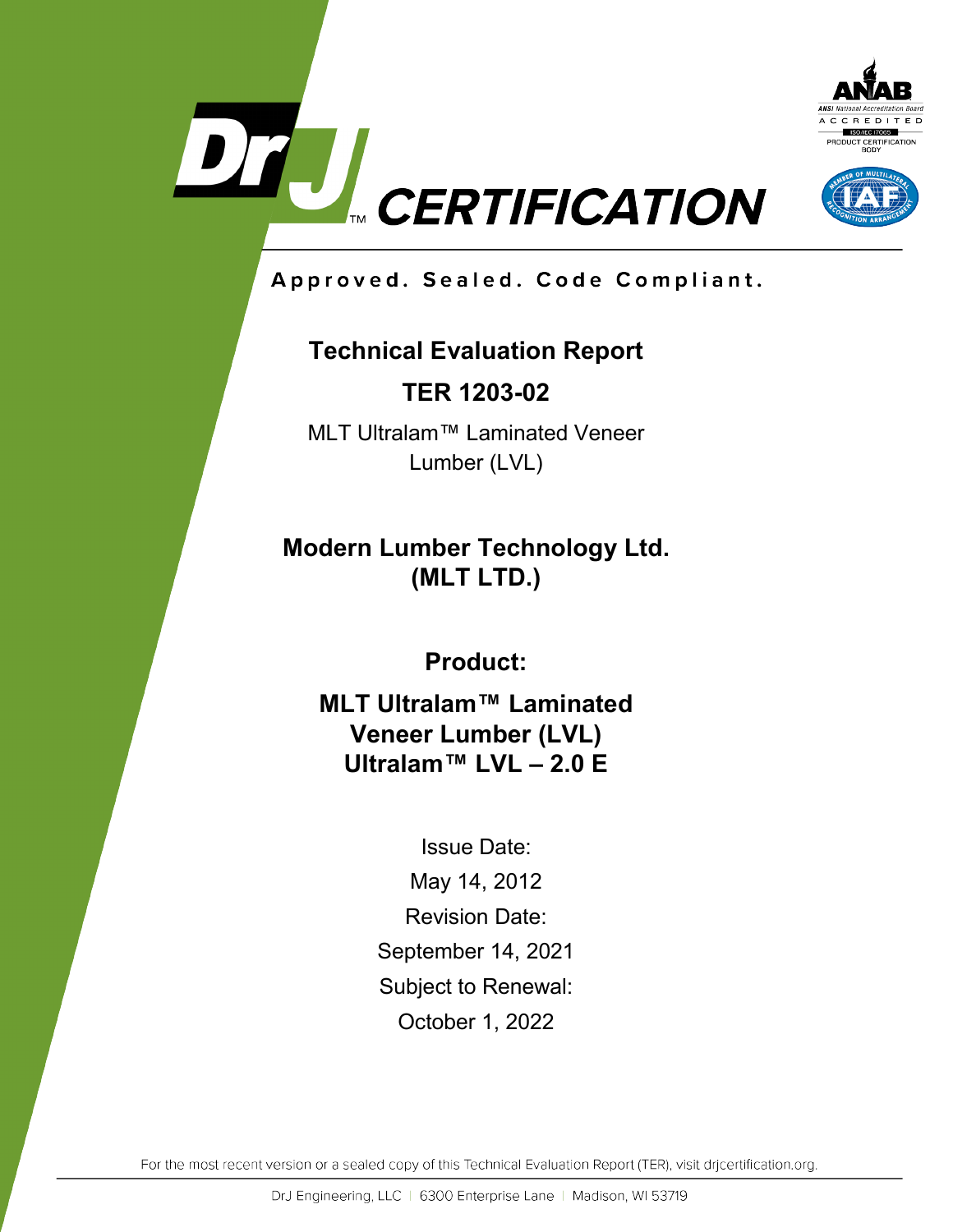DrJ CERTIFICATION

ANAB ANSI National Accreditation Board ACCREDITED ISO/IEC 17065 PRODUCT CERTIFICATION BODY

Approved. Sealed. Code Compliant.

# Technical Evaluation Report

# TER 1203-02

MLT Ultralam™ Laminated Veneer Lumber (LVL)

## Modern Lumber Technology Ltd. (MLT LTD.)

## Product:

## MLT Ultralam™ Laminated Veneer Lumber (LVL) Ultralam™ LVL – 2.0 E

Issue Date:

May 14, 2012

Revision Date:

September 14, 2021

Subject to Renewal:

October 1, 2022

For the most recent version or a sealed copy of this Technical Evaluation Report (TER), visit drjcertification.org.

DrJ Engineering, LLC | 6300 Enterprise Lane | Madison, WI 53719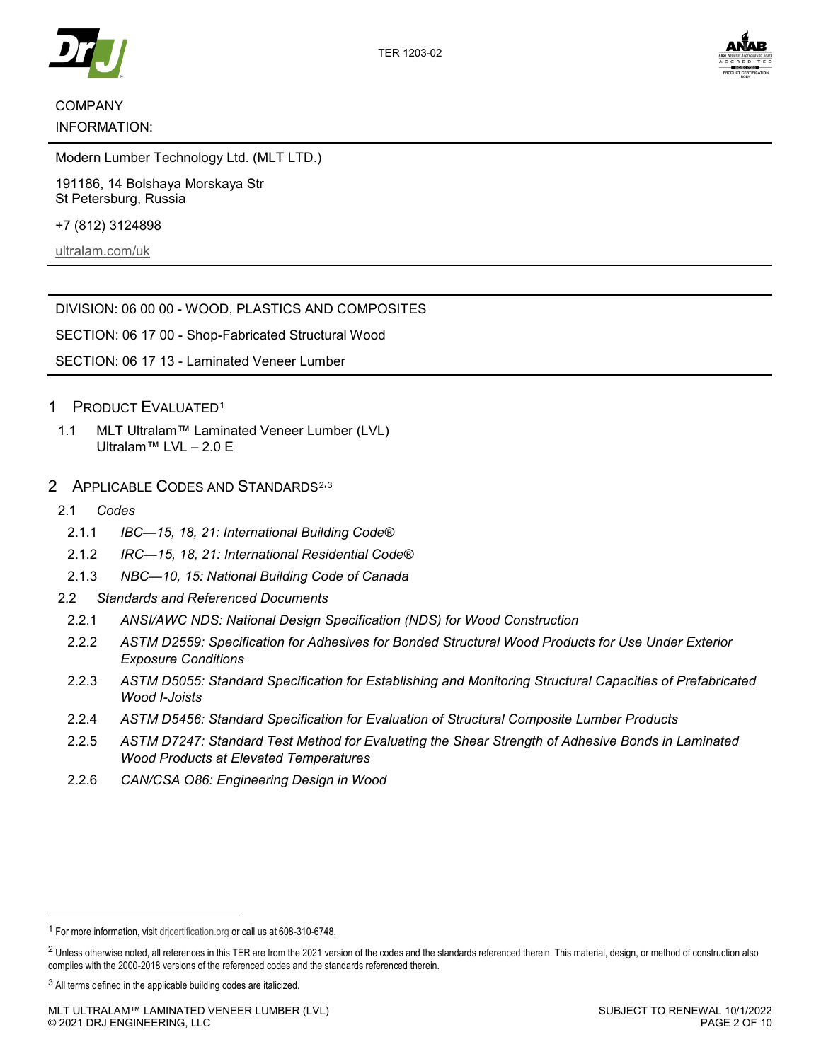COMPANY INFORMATION:

Modern Lumber Technology Ltd. (MLT LTD.)

191186, 14 Bolshaya Morskaya Str
St Petersburg, Russia

+7 (812) 3124898

ultralam.com/uk

DIVISION: 06 00 00 - WOOD, PLASTICS AND COMPOSITES

SECTION: 06 17 00 - Shop-Fabricated Structural Wood

SECTION: 06 17 13 - Laminated Veneer Lumber

## 1 PRODUCT EVALUATED[1]

1.1 MLT Ultralam™ Laminated Veneer Lumber (LVL)
Ultralam™ LVL – 2.0 E

## 2 APPLICABLE CODES AND STANDARDS[2,3]

2.1 *Codes*

2.1.1 *IBC—15, 18, 21: International Building Code®*

2.1.2 *IRC—15, 18, 21: International Residential Code®*

2.1.3 *NBC—10, 15: National Building Code of Canada*

2.2 *Standards and Referenced Documents*

2.2.1 *ANSI/AWC NDS: National Design Specification (NDS) for Wood Construction*

2.2.2 *ASTM D2559: Specification for Adhesives for Bonded Structural Wood Products for Use Under Exterior Exposure Conditions*

2.2.3 *ASTM D5055: Standard Specification for Establishing and Monitoring Structural Capacities of Prefabricated Wood I-Joists*

2.2.4 *ASTM D5456: Standard Specification for Evaluation of Structural Composite Lumber Products*

2.2.5 *ASTM D7247: Standard Test Method for Evaluating the Shear Strength of Adhesive Bonds in Laminated Wood Products at Elevated Temperatures*

2.2.6 *CAN/CSA O86: Engineering Design in Wood*

---

[1] For more information, visit drjcertification.org or call us at 608-310-6748.

[2] Unless otherwise noted, all references in this TER are from the 2021 version of the codes and the standards referenced therein. This material, design, or method of construction also complies with the 2000-2018 versions of the referenced codes and the standards referenced therein.

[3] All terms defined in the applicable building codes are italicized.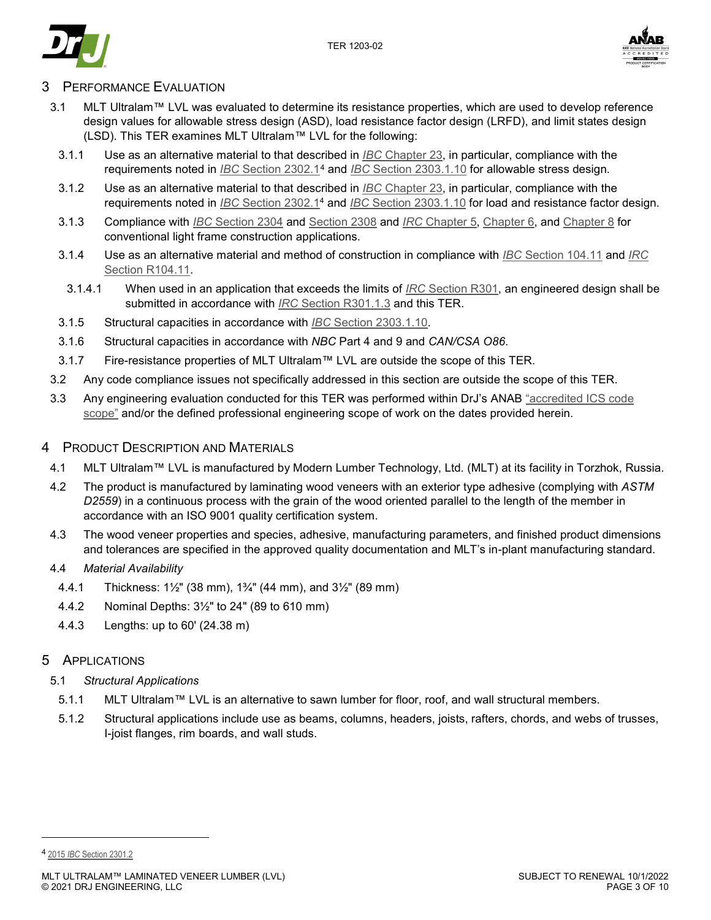## 3 Performance Evaluation

3.1 MLT Ultralam™ LVL was evaluated to determine its resistance properties, which are used to develop reference design values for allowable stress design (ASD), load resistance factor design (LRFD), and limit states design (LSD). This TER examines MLT Ultralam™ LVL for the following:

3.1.1 Use as an alternative material to that described in *IBC* Chapter 23, in particular, compliance with the requirements noted in *IBC* Section 2302.1[4] and *IBC* Section 2303.1.10 for allowable stress design.

3.1.2 Use as an alternative material to that described in *IBC* Chapter 23, in particular, compliance with the requirements noted in *IBC* Section 2302.1[4] and *IBC* Section 2303.1.10 for load and resistance factor design.

3.1.3 Compliance with *IBC* Section 2304 and Section 2308 and *IRC* Chapter 5, Chapter 6, and Chapter 8 for conventional light frame construction applications.

3.1.4 Use as an alternative material and method of construction in compliance with *IBC* Section 104.11 and *IRC* Section R104.11.

3.1.4.1 When used in an application that exceeds the limits of *IRC* Section R301, an engineered design shall be submitted in accordance with *IRC* Section R301.1.3 and this TER.

3.1.5 Structural capacities in accordance with *IBC* Section 2303.1.10.

3.1.6 Structural capacities in accordance with *NBC* Part 4 and 9 and *CAN/CSA O86*.

3.1.7 Fire-resistance properties of MLT Ultralam™ LVL are outside the scope of this TER.

3.2 Any code compliance issues not specifically addressed in this section are outside the scope of this TER.

3.3 Any engineering evaluation conducted for this TER was performed within DrJ's ANAB "accredited ICS code scope" and/or the defined professional engineering scope of work on the dates provided herein.

## 4 Product Description and Materials

4.1 MLT Ultralam™ LVL is manufactured by Modern Lumber Technology, Ltd. (MLT) at its facility in Torzhok, Russia.

4.2 The product is manufactured by laminating wood veneers with an exterior type adhesive (complying with *ASTM D2559*) in a continuous process with the grain of the wood oriented parallel to the length of the member in accordance with an ISO 9001 quality certification system.

4.3 The wood veneer properties and species, adhesive, manufacturing parameters, and finished product dimensions and tolerances are specified in the approved quality documentation and MLT's in-plant manufacturing standard.

4.4 *Material Availability*

4.4.1 Thickness: 1½" (38 mm), 1¾" (44 mm), and 3½" (89 mm)

4.4.2 Nominal Depths: 3½" to 24" (89 to 610 mm)

4.4.3 Lengths: up to 60' (24.38 m)

## 5 Applications

5.1 *Structural Applications*

5.1.1 MLT Ultralam™ LVL is an alternative to sawn lumber for floor, roof, and wall structural members.

5.1.2 Structural applications include use as beams, columns, headers, joists, rafters, chords, and webs of trusses, I-joist flanges, rim boards, and wall studs.

---

[4] 2015 *IBC* Section 2301.2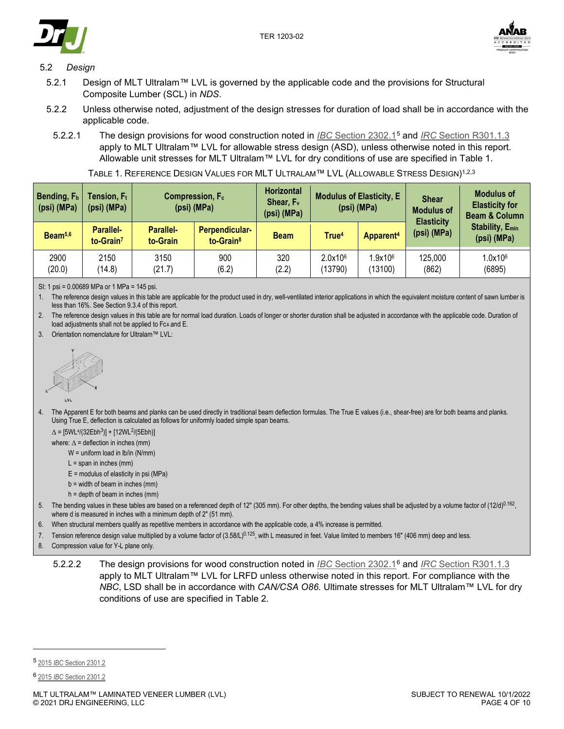## 5.2 *Design*

5.2.1 Design of MLT Ultralam™ LVL is governed by the applicable code and the provisions for Structural Composite Lumber (SCL) in *NDS*.

5.2.2 Unless otherwise noted, adjustment of the design stresses for duration of load shall be in accordance with the applicable code.

5.2.2.1 The design provisions for wood construction noted in *IBC* Section 2302.1[5] and *IRC* Section R301.1.3 apply to MLT Ultralam™ LVL for allowable stress design (ASD), unless otherwise noted in this report. Allowable unit stresses for MLT Ultralam™ LVL for dry conditions of use are specified in Table 1.

TABLE 1. REFERENCE DESIGN VALUES FOR MLT ULTRALAM™ LVL (ALLOWABLE STRESS DESIGN)[1,2,3]

| Bending, $F_b$ (psi) (MPa) | Tension, $F_t$ (psi) (MPa) | Compression, $F_c$ (psi) (MPa) | | Horizontal Shear, $F_v$ (psi) (MPa) | Modulus of Elasticity, E (psi) (MPa) | | Shear Modulus of Elasticity (psi) (MPa) | Modulus of Elasticity for Beam & Column Stability, $E_{min}$ (psi) (MPa) |
|---|---|---|---|---|---|---|---|---|
| Beam[5,6] | Parallel-to-Grain[7] | Parallel-to-Grain | Perpendicular-to-Grain[8] | Beam | True[4] | Apparent[4] | | |
| 2900 (20.0) | 2150 (14.8) | 3150 (21.7) | 900 (6.2) | 320 (2.2) | $2.0\text{x}10^6$ (13790) | $1.9\text{x}10^6$ (13100) | 125,000 (862) | $1.0\text{x}10^6$ (6895) |

SI: 1 psi = 0.00689 MPa or 1 MPa = 145 psi.

1. The reference design values in this table are applicable for the product used in dry, well-ventilated interior applications in which the equivalent moisture content of sawn lumber is less than 16%. See Section 9.3.4 of this report.
2. The reference design values in this table are for normal load duration. Loads of longer or shorter duration shall be adjusted in accordance with the applicable code. Duration of load adjustments shall not be applied to $F_{c\perp}$ and E.
3. Orientation nomenclature for Ultralam™ LVL:

   Y, X, L — LVL

4. The Apparent E for both beams and planks can be used directly in traditional beam deflection formulas. The True E values (i.e., shear-free) are for both beams and planks. Using True E, deflection is calculated as follows for uniformly loaded simple span beams.

   $\Delta = [5WL^4/(32Ebh^3)] + [12WL^2/(5Ebh)]$

   where: $\Delta$ = deflection in inches (mm)
   - W = uniform load in lb/in (N/mm)
   - L = span in inches (mm)
   - E = modulus of elasticity in psi (MPa)
   - b = width of beam in inches (mm)
   - h = depth of beam in inches (mm)

5. The bending values in these tables are based on a referenced depth of 12" (305 mm). For other depths, the bending values shall be adjusted by a volume factor of $(12/d)^{0.162}$, where d is measured in inches with a minimum depth of 2" (51 mm).
6. When structural members qualify as repetitive members in accordance with the applicable code, a 4% increase is permitted.
7. Tension reference design value multiplied by a volume factor of $(3.58/L)^{0.125}$, with L measured in feet. Value limited to members 16" (406 mm) deep and less.
8. Compression value for Y-L plane only.

5.2.2.2 The design provisions for wood construction noted in *IBC* Section 2302.1[6] and *IRC* Section R301.1.3 apply to MLT Ultralam™ LVL for LRFD unless otherwise noted in this report. For compliance with the *NBC*, LSD shall be in accordance with *CAN/CSA O86.* Ultimate stresses for MLT Ultralam™ LVL for dry conditions of use are specified in Table 2.

---

[5] 2015 *IBC* Section 2301.2

[6] 2015 *IBC* Section 2301.2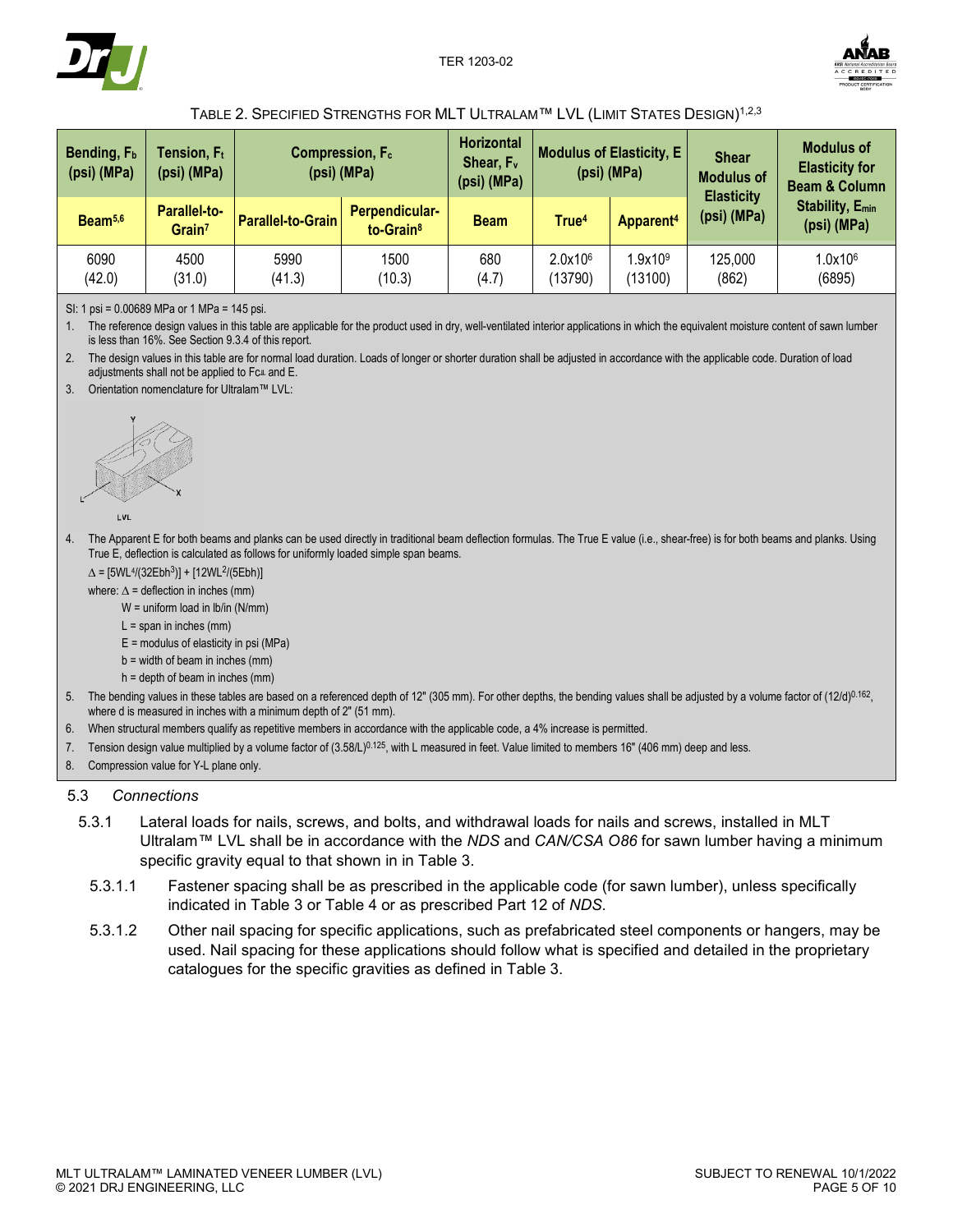TABLE 2. SPECIFIED STRENGTHS FOR MLT ULTRALAM™ LVL (LIMIT STATES DESIGN)[1,2,3]

| Bending, $F_b$ (psi) (MPa) | Tension, $F_t$ (psi) (MPa) | Compression, $F_c$ (psi) (MPa) | | Horizontal Shear, $F_v$ (psi) (MPa) | Modulus of Elasticity, E (psi) (MPa) | | Shear Modulus of Elasticity (psi) (MPa) | Modulus of Elasticity for Beam & Column Stability, $E_{min}$ (psi) (MPa) |
|---|---|---|---|---|---|---|---|---|
| Beam[5,6] | Parallel-to-Grain[7] | Parallel-to-Grain | Perpendicular-to-Grain[8] | Beam | True[4] | Apparent[4] | | |
| 6090 (42.0) | 4500 (31.0) | 5990 (41.3) | 1500 (10.3) | 680 (4.7) | $2.0 \times 10^6$ (13790) | $1.9 \times 10^9$ (13100) | 125,000 (862) | $1.0 \times 10^6$ (6895) |

SI: 1 psi = 0.00689 MPa or 1 MPa = 145 psi.

1. The reference design values in this table are applicable for the product used in dry, well-ventilated interior applications in which the equivalent moisture content of sawn lumber is less than 16%. See Section 9.3.4 of this report.
2. The design values in this table are for normal load duration. Loads of longer or shorter duration shall be adjusted in accordance with the applicable code. Duration of load adjustments shall not be applied to $F_{c\perp}$ and E.
3. Orientation nomenclature for Ultralam™ LVL:
4. The Apparent E for both beams and planks can be used directly in traditional beam deflection formulas. The True E value (i.e., shear-free) is for both beams and planks. Using True E, deflection is calculated as follows for uniformly loaded simple span beams.

   $\Delta = [5WL^4/(32Ebh^3)] + [12WL^2/(5Ebh)]$

   where: $\Delta$ = deflection in inches (mm)

   W = uniform load in lb/in (N/mm)

   L = span in inches (mm)

   E = modulus of elasticity in psi (MPa)

   b = width of beam in inches (mm)

   h = depth of beam in inches (mm)
5. The bending values in these tables are based on a referenced depth of 12" (305 mm). For other depths, the bending values shall be adjusted by a volume factor of $(12/d)^{0.162}$, where d is measured in inches with a minimum depth of 2" (51 mm).
6. When structural members qualify as repetitive members in accordance with the applicable code, a 4% increase is permitted.
7. Tension design value multiplied by a volume factor of $(3.58/L)^{0.125}$, with L measured in feet. Value limited to members 16" (406 mm) deep and less.
8. Compression value for Y-L plane only.

5.3 *Connections*

5.3.1 Lateral loads for nails, screws, and bolts, and withdrawal loads for nails and screws, installed in MLT Ultralam™ LVL shall be in accordance with the *NDS* and *CAN/CSA O86* for sawn lumber having a minimum specific gravity equal to that shown in in Table 3.

5.3.1.1 Fastener spacing shall be as prescribed in the applicable code (for sawn lumber), unless specifically indicated in Table 3 or Table 4 or as prescribed Part 12 of *NDS*.

5.3.1.2 Other nail spacing for specific applications, such as prefabricated steel components or hangers, may be used. Nail spacing for these applications should follow what is specified and detailed in the proprietary catalogues for the specific gravities as defined in Table 3.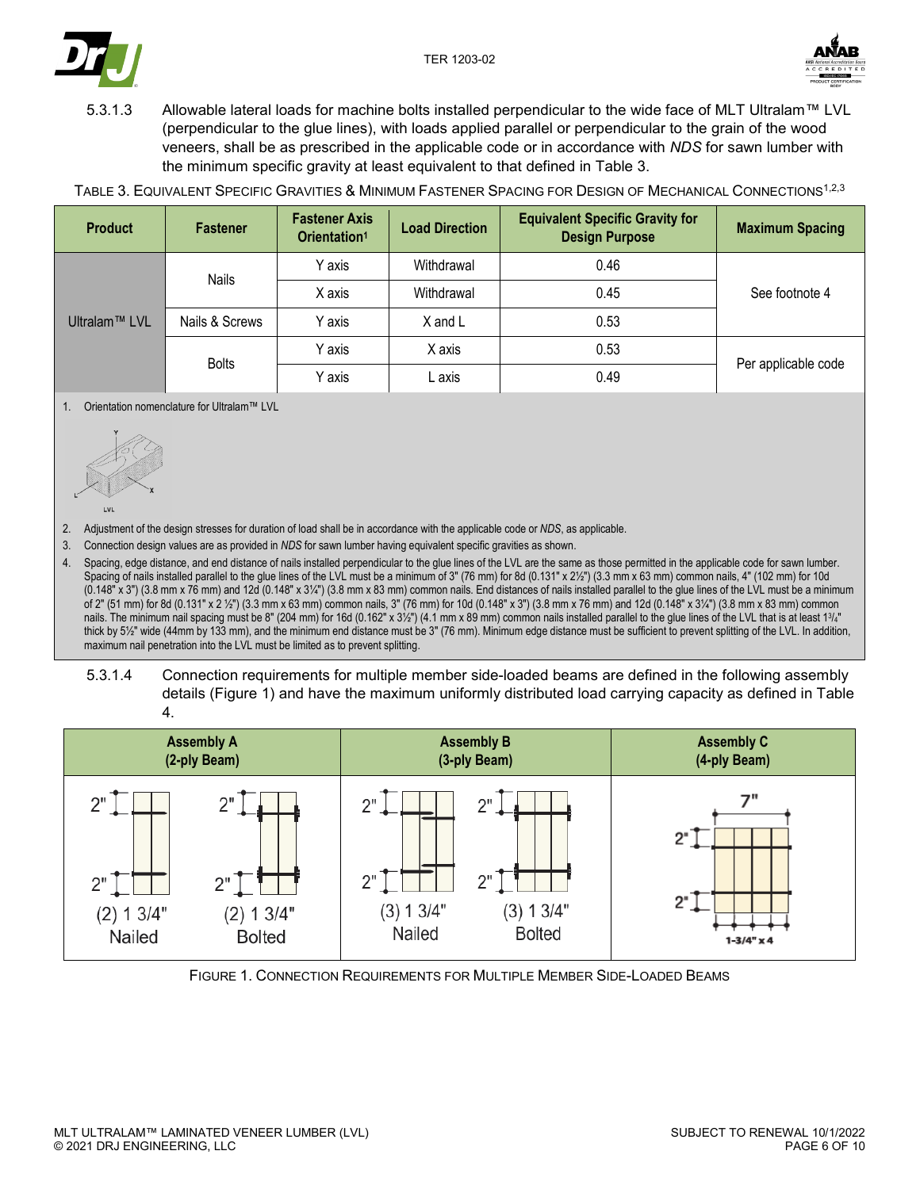5.3.1.3 Allowable lateral loads for machine bolts installed perpendicular to the wide face of MLT Ultralam™ LVL (perpendicular to the glue lines), with loads applied parallel or perpendicular to the grain of the wood veneers, shall be as prescribed in the applicable code or in accordance with *NDS* for sawn lumber with the minimum specific gravity at least equivalent to that defined in Table 3.

TABLE 3. EQUIVALENT SPECIFIC GRAVITIES & MINIMUM FASTENER SPACING FOR DESIGN OF MECHANICAL CONNECTIONS[1,2,3]

| Product | Fastener | Fastener Axis Orientation[1] | Load Direction | Equivalent Specific Gravity for Design Purpose | Maximum Spacing |
|---|---|---|---|---|---|
| Ultralam™ LVL | Nails | Y axis | Withdrawal | 0.46 | See footnote 4 |
| | | X axis | Withdrawal | 0.45 | |
| | Nails & Screws | Y axis | X and L | 0.53 | |
| | Bolts | Y axis | X axis | 0.53 | Per applicable code |
| | | Y axis | L axis | 0.49 | |

1. Orientation nomenclature for Ultralam™ LVL

2. Adjustment of the design stresses for duration of load shall be in accordance with the applicable code or *NDS*, as applicable.
3. Connection design values are as provided in *NDS* for sawn lumber having equivalent specific gravities as shown.
4. Spacing, edge distance, and end distance of nails installed perpendicular to the glue lines of the LVL are the same as those permitted in the applicable code for sawn lumber. Spacing of nails installed parallel to the glue lines of the LVL must be a minimum of 3" (76 mm) for 8d (0.131" x 2½") (3.3 mm x 63 mm) common nails, 4" (102 mm) for 10d (0.148" x 3") (3.8 mm x 76 mm) and 12d (0.148" x 3¼") (3.8 mm x 83 mm) common nails. End distances of nails installed parallel to the glue lines of the LVL must be a minimum of 2" (51 mm) for 8d (0.131" x 2 ½") (3.3 mm x 63 mm) common nails, 3" (76 mm) for 10d (0.148" x 3") (3.8 mm x 76 mm) and 12d (0.148" x 3¼") (3.8 mm x 83 mm) common nails. The minimum nail spacing must be 8" (204 mm) for 16d (0.162" x 3½") (4.1 mm x 89 mm) common nails installed parallel to the glue lines of the LVL that is at least 1¾" thick by 5½" wide (44mm by 133 mm), and the minimum end distance must be 3" (76 mm). Minimum edge distance must be sufficient to prevent splitting of the LVL. In addition, maximum nail penetration into the LVL must be limited as to prevent splitting.

5.3.1.4 Connection requirements for multiple member side-loaded beams are defined in the following assembly details (Figure 1) and have the maximum uniformly distributed load carrying capacity as defined in Table 4.

| Assembly A (2-ply Beam) | Assembly B (3-ply Beam) | Assembly C (4-ply Beam) |
|---|---|---|
| (2) 1 3/4" Nailed; (2) 1 3/4" Bolted | (3) 1 3/4" Nailed; (3) 1 3/4" Bolted | 7"; 1-3/4" x 4 |

FIGURE 1. CONNECTION REQUIREMENTS FOR MULTIPLE MEMBER SIDE-LOADED BEAMS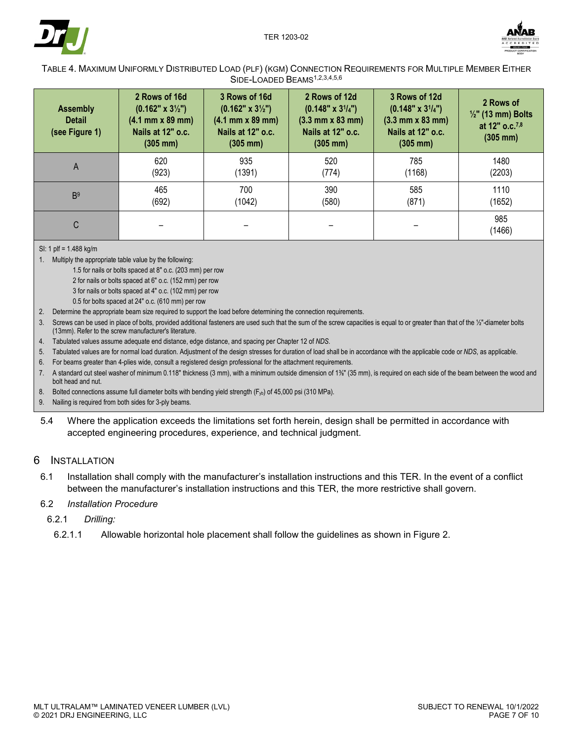TABLE 4. MAXIMUM UNIFORMLY DISTRIBUTED LOAD (PLF) (KGM) CONNECTION REQUIREMENTS FOR MULTIPLE MEMBER EITHER SIDE-LOADED BEAMS[1,2,3,4,5,6]

| Assembly Detail (see Figure 1) | 2 Rows of 16d (0.162" x 3½") (4.1 mm x 89 mm) Nails at 12" o.c. (305 mm) | 3 Rows of 16d (0.162" x 3½") (4.1 mm x 89 mm) Nails at 12" o.c. (305 mm) | 2 Rows of 12d (0.148" x 3¼") (3.3 mm x 83 mm) Nails at 12" o.c. (305 mm) | 3 Rows of 12d (0.148" x 3¼") (3.3 mm x 83 mm) Nails at 12" o.c. (305 mm) | 2 Rows of ½" (13 mm) Bolts at 12" o.c.[7,8] (305 mm) |
|---|---|---|---|---|---|
| A | 620 (923) | 935 (1391) | 520 (774) | 785 (1168) | 1480 (2203) |
| B[9] | 465 (692) | 700 (1042) | 390 (580) | 585 (871) | 1110 (1652) |
| C | – | – | – | – | 985 (1466) |

SI: 1 plf = 1.488 kg/m

1. Multiply the appropriate table value by the following:
   - 1.5 for nails or bolts spaced at 8" o.c. (203 mm) per row
   - 2 for nails or bolts spaced at 6" o.c. (152 mm) per row
   - 3 for nails or bolts spaced at 4" o.c. (102 mm) per row
   - 0.5 for bolts spaced at 24" o.c. (610 mm) per row
2. Determine the appropriate beam size required to support the load before determining the connection requirements.
3. Screws can be used in place of bolts, provided additional fasteners are used such that the sum of the screw capacities is equal to or greater than that of the ½"-diameter bolts (13mm). Refer to the screw manufacturer's literature.
4. Tabulated values assume adequate end distance, edge distance, and spacing per Chapter 12 of *NDS*.
5. Tabulated values are for normal load duration. Adjustment of the design stresses for duration of load shall be in accordance with the applicable code or *NDS*, as applicable.
6. For beams greater than 4-plies wide, consult a registered design professional for the attachment requirements.
7. A standard cut steel washer of minimum 0.118" thickness (3 mm), with a minimum outside dimension of 1⅜" (35 mm), is required on each side of the beam between the wood and bolt head and nut.
8. Bolted connections assume full diameter bolts with bending yield strength ($F_{yb}$) of 45,000 psi (310 MPa).
9. Nailing is required from both sides for 3-ply beams.

5.4 Where the application exceeds the limitations set forth herein, design shall be permitted in accordance with accepted engineering procedures, experience, and technical judgment.

## 6 INSTALLATION

6.1 Installation shall comply with the manufacturer's installation instructions and this TER. In the event of a conflict between the manufacturer's installation instructions and this TER, the more restrictive shall govern.

6.2 *Installation Procedure*

6.2.1 *Drilling:*

6.2.1.1 Allowable horizontal hole placement shall follow the guidelines as shown in Figure 2.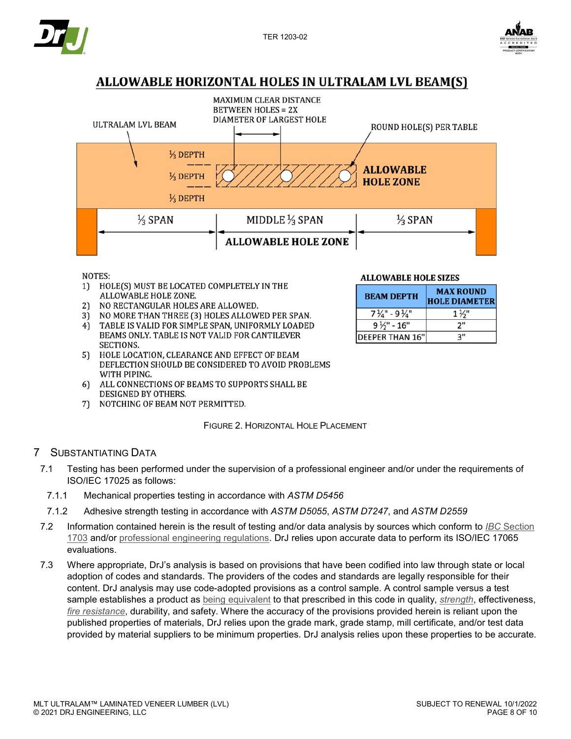## ALLOWABLE HORIZONTAL HOLES IN ULTRALAM LVL BEAM(S)

ULTRALAM LVL BEAM

MAXIMUM CLEAR DISTANCE BETWEEN HOLES = 2X DIAMETER OF LARGEST HOLE

ROUND HOLE(S) PER TABLE

⅓ DEPTH

⅓ DEPTH

⅓ DEPTH

**ALLOWABLE HOLE ZONE**

⅓ SPAN | MIDDLE ⅓ SPAN | ⅓ SPAN

**ALLOWABLE HOLE ZONE**

NOTES:

1) HOLE(S) MUST BE LOCATED COMPLETELY IN THE ALLOWABLE HOLE ZONE.
2) NO RECTANGULAR HOLES ARE ALLOWED.
3) NO MORE THAN THREE (3) HOLES ALLOWED PER SPAN.
4) TABLE IS VALID FOR SIMPLE SPAN, UNIFORMLY LOADED BEAMS ONLY. TABLE IS NOT VALID FOR CANTILEVER SECTIONS.
5) HOLE LOCATION, CLEARANCE AND EFFECT OF BEAM DEFLECTION SHOULD BE CONSIDERED TO AVOID PROBLEMS WITH PIPING.
6) ALL CONNECTIONS OF BEAMS TO SUPPORTS SHALL BE DESIGNED BY OTHERS.
7) NOTCHING OF BEAM NOT PERMITTED.

**ALLOWABLE HOLE SIZES**

| BEAM DEPTH | MAX ROUND HOLE DIAMETER |
|---|---|
| 7¼" - 9¼" | 1½" |
| 9½" - 16" | 2" |
| DEEPER THAN 16" | 3" |

FIGURE 2. HORIZONTAL HOLE PLACEMENT

## 7 SUBSTANTIATING DATA

7.1 Testing has been performed under the supervision of a professional engineer and/or under the requirements of ISO/IEC 17025 as follows:

7.1.1 Mechanical properties testing in accordance with *ASTM D5456*

7.1.2 Adhesive strength testing in accordance with *ASTM D5055*, *ASTM D7247*, and *ASTM D2559*

7.2 Information contained herein is the result of testing and/or data analysis by sources which conform to *IBC* Section 1703 and/or professional engineering regulations. DrJ relies upon accurate data to perform its ISO/IEC 17065 evaluations.

7.3 Where appropriate, DrJ's analysis is based on provisions that have been codified into law through state or local adoption of codes and standards. The providers of the codes and standards are legally responsible for their content. DrJ analysis may use code-adopted provisions as a control sample. A control sample versus a test sample establishes a product as being equivalent to that prescribed in this code in quality, *strength*, effectiveness, *fire resistance*, durability, and safety. Where the accuracy of the provisions provided herein is reliant upon the published properties of materials, DrJ relies upon the grade mark, grade stamp, mill certificate, and/or test data provided by material suppliers to be minimum properties. DrJ analysis relies upon these properties to be accurate.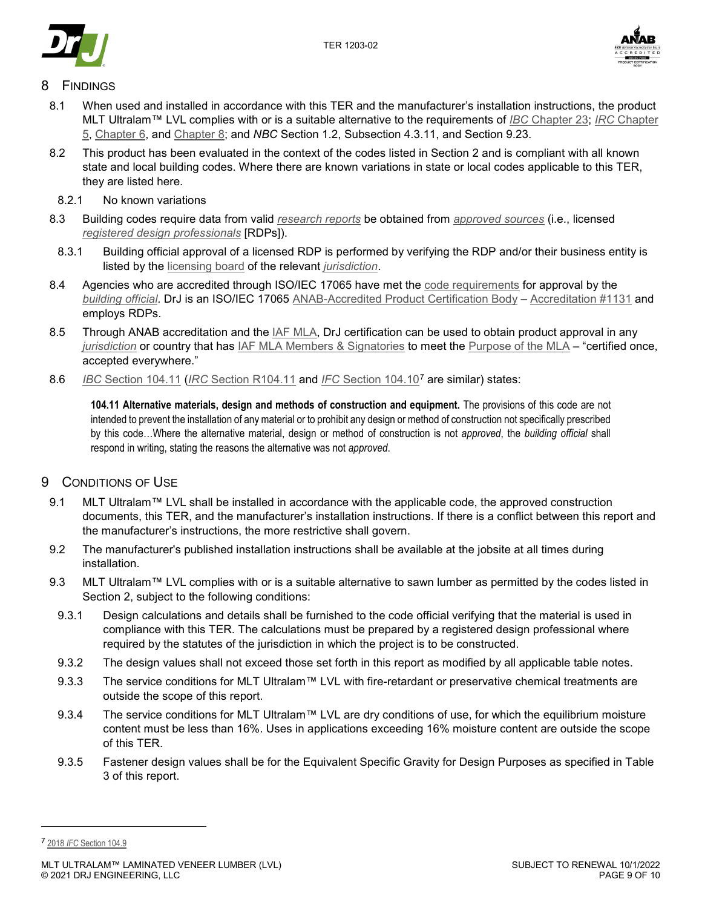## 8 Findings

8.1 When used and installed in accordance with this TER and the manufacturer's installation instructions, the product MLT Ultralam™ LVL complies with or is a suitable alternative to the requirements of *IBC* Chapter 23; *IRC* Chapter 5, Chapter 6, and Chapter 8; and *NBC* Section 1.2, Subsection 4.3.11, and Section 9.23.

8.2 This product has been evaluated in the context of the codes listed in Section 2 and is compliant with all known state and local building codes. Where there are known variations in state or local codes applicable to this TER, they are listed here.

8.2.1 No known variations

8.3 Building codes require data from valid *research reports* be obtained from *approved sources* (i.e., licensed *registered design professionals* [RDPs]).

8.3.1 Building official approval of a licensed RDP is performed by verifying the RDP and/or their business entity is listed by the licensing board of the relevant *jurisdiction*.

8.4 Agencies who are accredited through ISO/IEC 17065 have met the code requirements for approval by the *building official*. DrJ is an ISO/IEC 17065 ANAB-Accredited Product Certification Body – Accreditation #1131 and employs RDPs.

8.5 Through ANAB accreditation and the IAF MLA, DrJ certification can be used to obtain product approval in any *jurisdiction* or country that has IAF MLA Members & Signatories to meet the Purpose of the MLA – "certified once, accepted everywhere."

8.6 *IBC* Section 104.11 (*IRC* Section R104.11 and *IFC* Section 104.10[7] are similar) states:

> **104.11 Alternative materials, design and methods of construction and equipment.** The provisions of this code are not intended to prevent the installation of any material or to prohibit any design or method of construction not specifically prescribed by this code…Where the alternative material, design or method of construction is not *approved*, the *building official* shall respond in writing, stating the reasons the alternative was not *approved*.

## 9 Conditions of Use

9.1 MLT Ultralam™ LVL shall be installed in accordance with the applicable code, the approved construction documents, this TER, and the manufacturer's installation instructions. If there is a conflict between this report and the manufacturer's instructions, the more restrictive shall govern.

9.2 The manufacturer's published installation instructions shall be available at the jobsite at all times during installation.

9.3 MLT Ultralam™ LVL complies with or is a suitable alternative to sawn lumber as permitted by the codes listed in Section 2, subject to the following conditions:

9.3.1 Design calculations and details shall be furnished to the code official verifying that the material is used in compliance with this TER. The calculations must be prepared by a registered design professional where required by the statutes of the jurisdiction in which the project is to be constructed.

9.3.2 The design values shall not exceed those set forth in this report as modified by all applicable table notes.

9.3.3 The service conditions for MLT Ultralam™ LVL with fire-retardant or preservative chemical treatments are outside the scope of this report.

9.3.4 The service conditions for MLT Ultralam™ LVL are dry conditions of use, for which the equilibrium moisture content must be less than 16%. Uses in applications exceeding 16% moisture content are outside the scope of this TER.

9.3.5 Fastener design values shall be for the Equivalent Specific Gravity for Design Purposes as specified in Table 3 of this report.

---

[7] 2018 *IFC* Section 104.9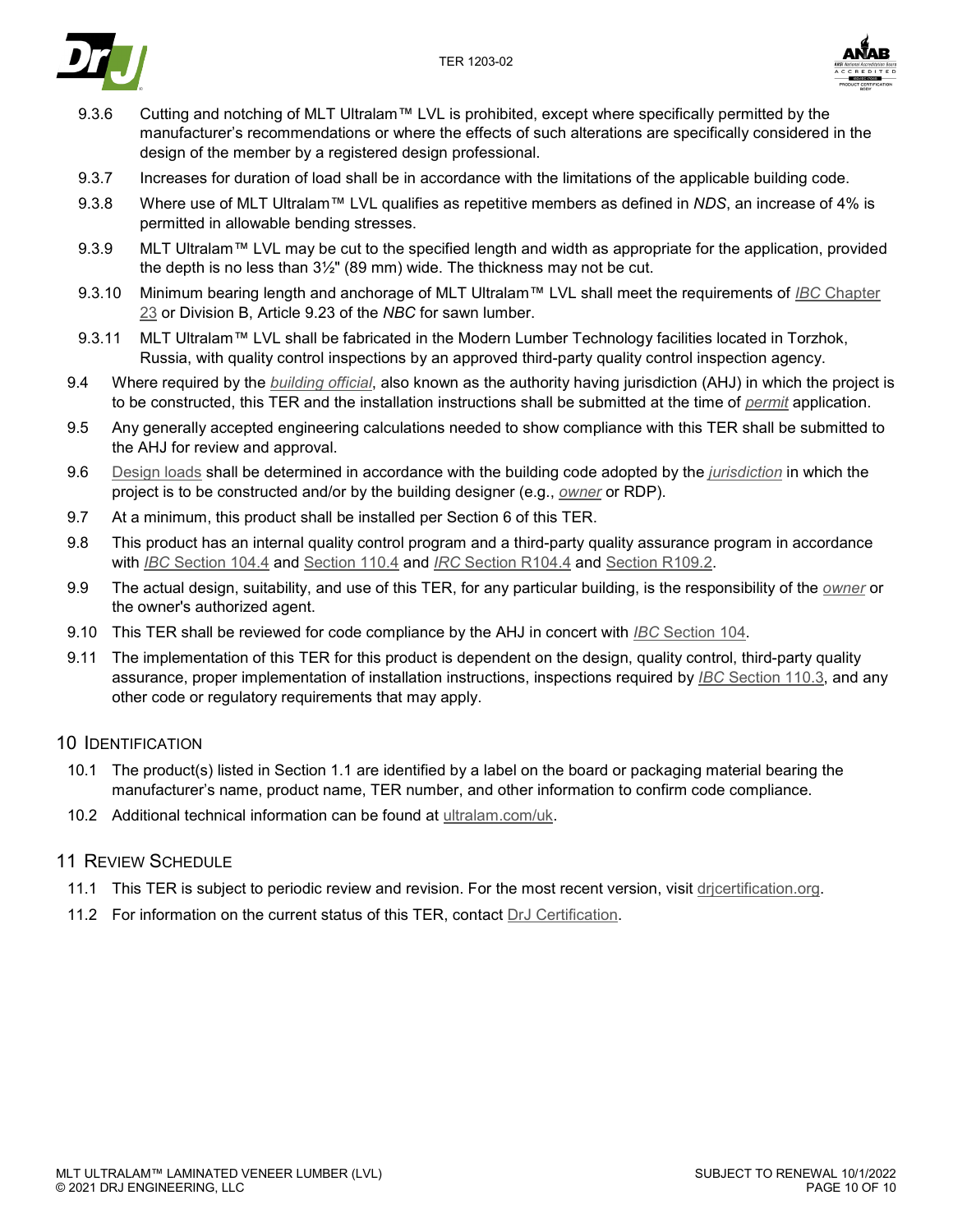9.3.6 Cutting and notching of MLT Ultralam™ LVL is prohibited, except where specifically permitted by the manufacturer's recommendations or where the effects of such alterations are specifically considered in the design of the member by a registered design professional.

9.3.7 Increases for duration of load shall be in accordance with the limitations of the applicable building code.

9.3.8 Where use of MLT Ultralam™ LVL qualifies as repetitive members as defined in *NDS*, an increase of 4% is permitted in allowable bending stresses.

9.3.9 MLT Ultralam™ LVL may be cut to the specified length and width as appropriate for the application, provided the depth is no less than 3½" (89 mm) wide. The thickness may not be cut.

9.3.10 Minimum bearing length and anchorage of MLT Ultralam™ LVL shall meet the requirements of *IBC* Chapter 23 or Division B, Article 9.23 of the *NBC* for sawn lumber.

9.3.11 MLT Ultralam™ LVL shall be fabricated in the Modern Lumber Technology facilities located in Torzhok, Russia, with quality control inspections by an approved third-party quality control inspection agency.

9.4 Where required by the *building official*, also known as the authority having jurisdiction (AHJ) in which the project is to be constructed, this TER and the installation instructions shall be submitted at the time of *permit* application.

9.5 Any generally accepted engineering calculations needed to show compliance with this TER shall be submitted to the AHJ for review and approval.

9.6 Design loads shall be determined in accordance with the building code adopted by the *jurisdiction* in which the project is to be constructed and/or by the building designer (e.g., *owner* or RDP).

9.7 At a minimum, this product shall be installed per Section 6 of this TER.

9.8 This product has an internal quality control program and a third-party quality assurance program in accordance with *IBC* Section 104.4 and Section 110.4 and *IRC* Section R104.4 and Section R109.2.

9.9 The actual design, suitability, and use of this TER, for any particular building, is the responsibility of the *owner* or the owner's authorized agent.

9.10 This TER shall be reviewed for code compliance by the AHJ in concert with *IBC* Section 104.

9.11 The implementation of this TER for this product is dependent on the design, quality control, third-party quality assurance, proper implementation of installation instructions, inspections required by *IBC* Section 110.3, and any other code or regulatory requirements that may apply.

## 10 Identification

10.1 The product(s) listed in Section 1.1 are identified by a label on the board or packaging material bearing the manufacturer's name, product name, TER number, and other information to confirm code compliance.

10.2 Additional technical information can be found at ultralam.com/uk.

## 11 Review Schedule

11.1 This TER is subject to periodic review and revision. For the most recent version, visit drjcertification.org.

11.2 For information on the current status of this TER, contact DrJ Certification.